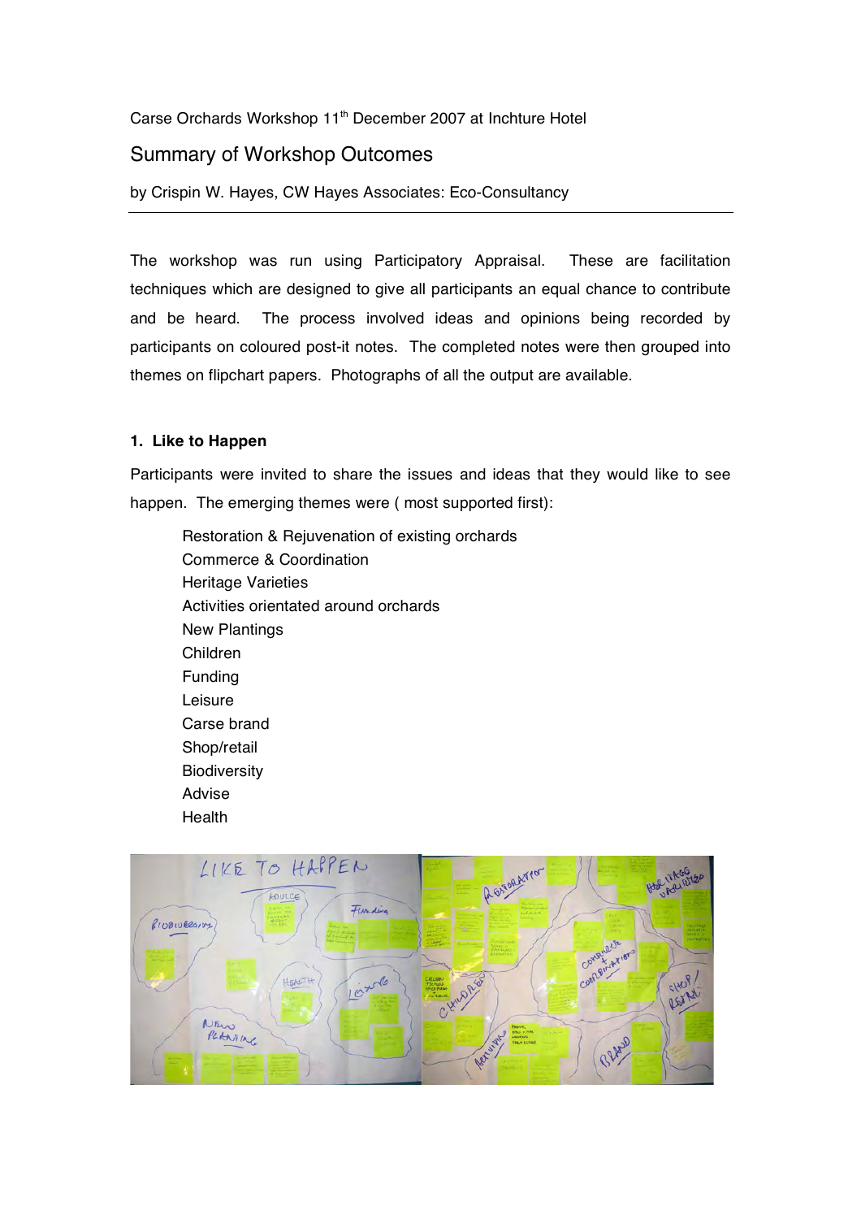Carse Orchards Workshop 11th December 2007 at Inchture Hotel

# Summary of Workshop Outcomes

by Crispin W. Hayes, CW Hayes Associates: Eco-Consultancy

---

The workshop was run using Participatory Appraisal. These are facilitation techniques which are designed to give all participants an equal chance to contribute and be heard. The process involved ideas and opinions being recorded by participants on coloured post-it notes. The completed notes were then grouped into themes on flipchart papers. Photographs of all the output are available.

### 1. Like to Happen

Participants were invited to share the issues and ideas that they would like to see happen. The emerging themes were ( most supported first):

- Restoration & Rejuvenation of existing orchards
- Commerce & Coordination
- Heritage Varieties
- Activities orientated around orchards
- New Plantings
- Children
- Funding
- Leisure
- Carse brand
- Shop/retail
- Biodiversity
- Advise
- Health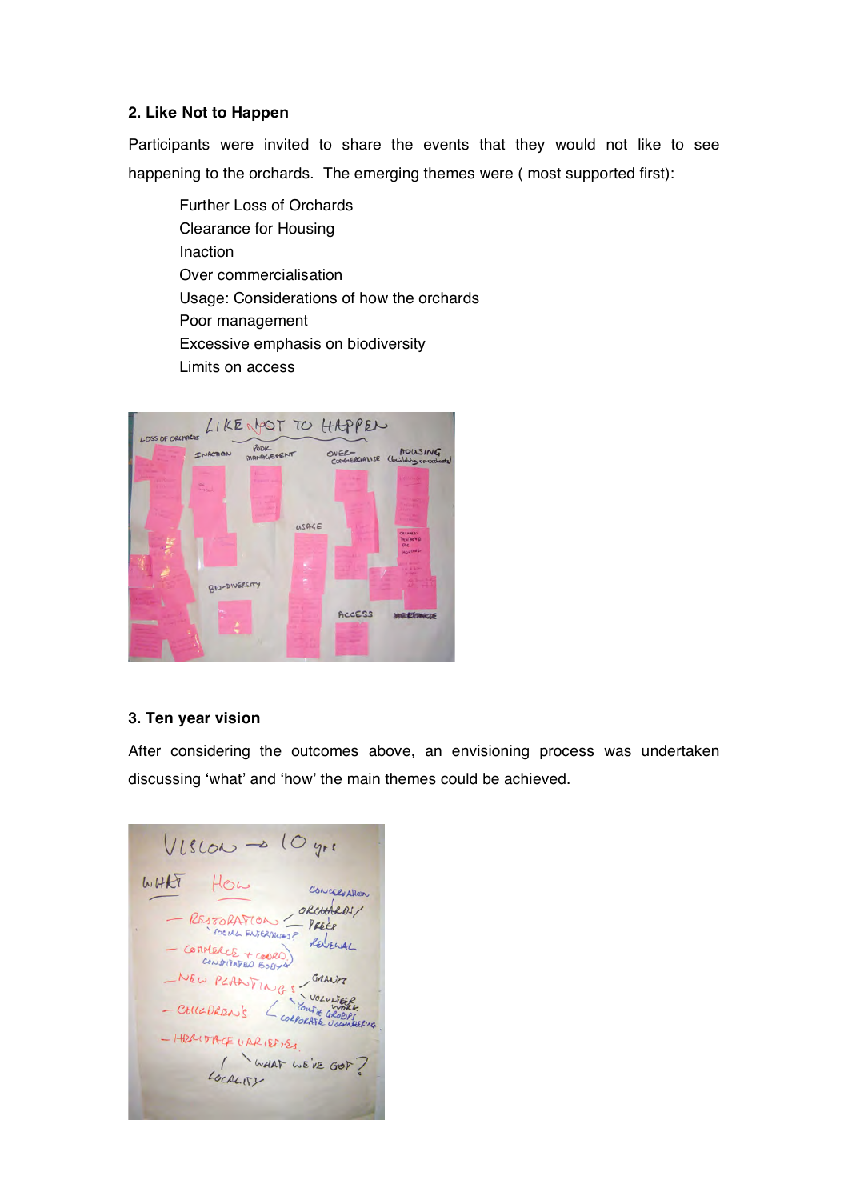## 2. Like Not to Happen

Participants were invited to share the events that they would not like to see happening to the orchards. The emerging themes were ( most supported first):

- Further Loss of Orchards
- Clearance for Housing
- Inaction
- Over commercialisation
- Usage: Considerations of how the orchards
- Poor management
- Excessive emphasis on biodiversity
- Limits on access

## 3. Ten year vision

After considering the outcomes above, an envisioning process was undertaken discussing 'what' and 'how' the main themes could be achieved.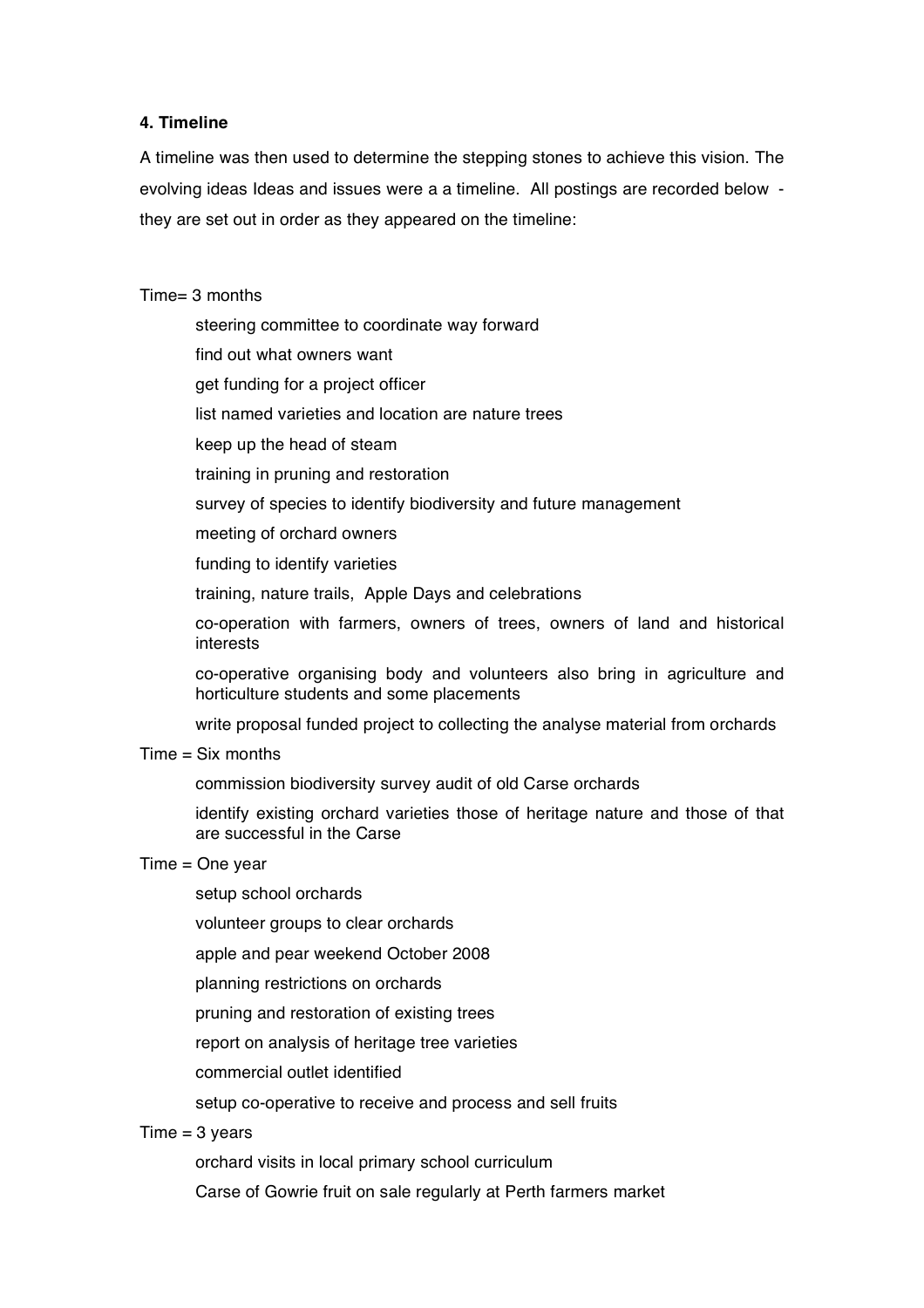**4. Timeline**

A timeline was then used to determine the stepping stones to achieve this vision. The evolving ideas Ideas and issues were a a timeline. All postings are recorded below - they are set out in order as they appeared on the timeline:

Time= 3 months

- steering committee to coordinate way forward
- find out what owners want
- get funding for a project officer
- list named varieties and location are nature trees
- keep up the head of steam
- training in pruning and restoration
- survey of species to identify biodiversity and future management
- meeting of orchard owners
- funding to identify varieties
- training, nature trails, Apple Days and celebrations
- co-operation with farmers, owners of trees, owners of land and historical interests
- co-operative organising body and volunteers also bring in agriculture and horticulture students and some placements
- write proposal funded project to collecting the analyse material from orchards

Time = Six months

- commission biodiversity survey audit of old Carse orchards
- identify existing orchard varieties those of heritage nature and those of that are successful in the Carse

Time = One year

- setup school orchards
- volunteer groups to clear orchards
- apple and pear weekend October 2008
- planning restrictions on orchards
- pruning and restoration of existing trees
- report on analysis of heritage tree varieties
- commercial outlet identified
- setup co-operative to receive and process and sell fruits

Time = 3 years

- orchard visits in local primary school curriculum
- Carse of Gowrie fruit on sale regularly at Perth farmers market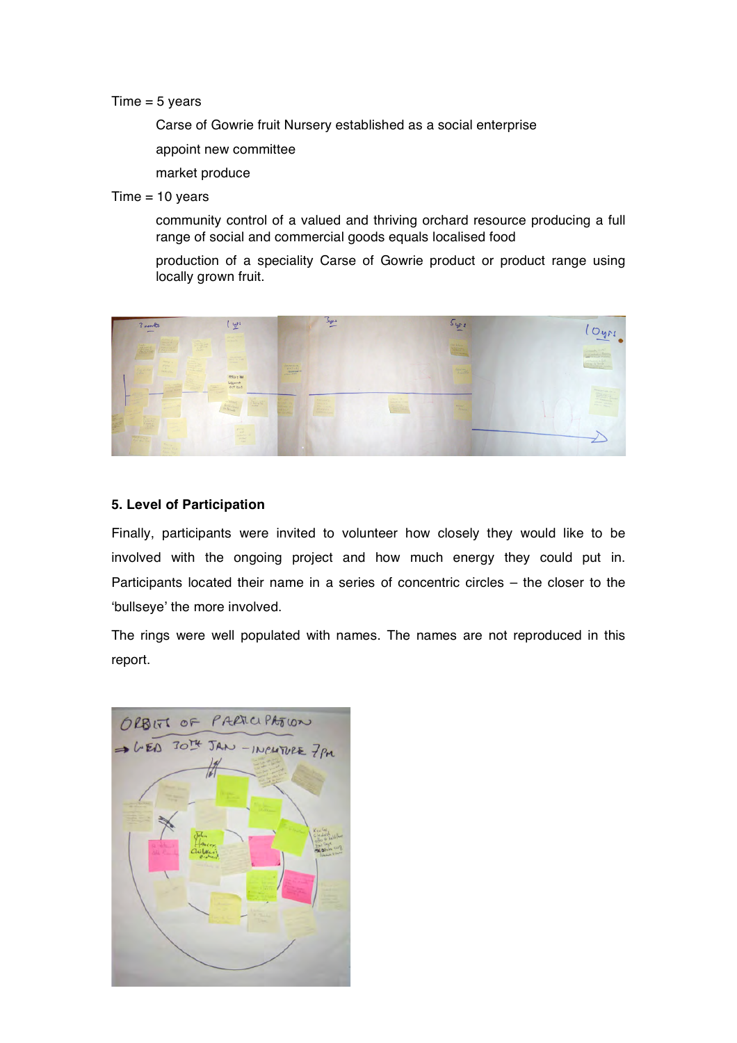Time = 5 years

- Carse of Gowrie fruit Nursery established as a social enterprise
- appoint new committee
- market produce

Time = 10 years

- community control of a valued and thriving orchard resource producing a full range of social and commercial goods equals localised food
- production of a speciality Carse of Gowrie product or product range using locally grown fruit.

## 5. Level of Participation

Finally, participants were invited to volunteer how closely they would like to be involved with the ongoing project and how much energy they could put in. Participants located their name in a series of concentric circles – the closer to the 'bullseye' the more involved.

The rings were well populated with names. The names are not reproduced in this report.